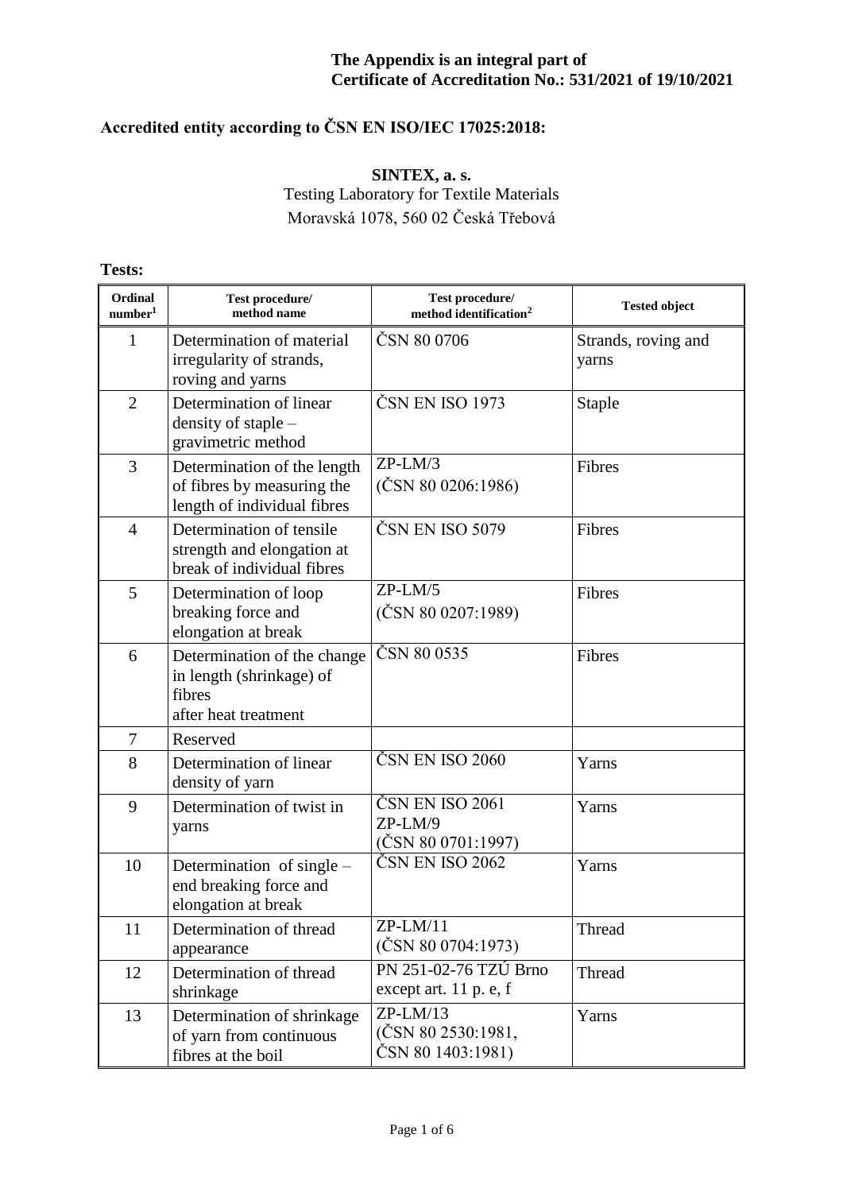**The Appendix is an integral part of Certificate of Accreditation No.: 531/2021 of 19/10/2021**

**Accredited entity according to ČSN EN ISO/IEC 17025:2018:**

**SINTEX, a. s.**
Testing Laboratory for Textile Materials
Moravská 1078, 560 02 Česká Třebová

**Tests:**

| Ordinal number[1] | Test procedure/ method name | Test procedure/ method identification[2] | Tested object |
|---|---|---|---|
| 1 | Determination of material irregularity of strands, roving and yarns | ČSN 80 0706 | Strands, roving and yarns |
| 2 | Determination of linear density of staple – gravimetric method | ČSN EN ISO 1973 | Staple |
| 3 | Determination of the length of fibres by measuring the length of individual fibres | ZP-LM/3 (ČSN 80 0206:1986) | Fibres |
| 4 | Determination of tensile strength and elongation at break of individual fibres | ČSN EN ISO 5079 | Fibres |
| 5 | Determination of loop breaking force and elongation at break | ZP-LM/5 (ČSN 80 0207:1989) | Fibres |
| 6 | Determination of the change in length (shrinkage) of fibres after heat treatment | ČSN 80 0535 | Fibres |
| 7 | Reserved | | |
| 8 | Determination of linear density of yarn | ČSN EN ISO 2060 | Yarns |
| 9 | Determination of twist in yarns | ČSN EN ISO 2061 ZP-LM/9 (ČSN 80 0701:1997) | Yarns |
| 10 | Determination of single – end breaking force and elongation at break | ČSN EN ISO 2062 | Yarns |
| 11 | Determination of thread appearance | ZP-LM/11 (ČSN 80 0704:1973) | Thread |
| 12 | Determination of thread shrinkage | PN 251-02-76 TZÚ Brno except art. 11 p. e, f | Thread |
| 13 | Determination of shrinkage of yarn from continuous fibres at the boil | ZP-LM/13 (ČSN 80 2530:1981, ČSN 80 1403:1981) | Yarns |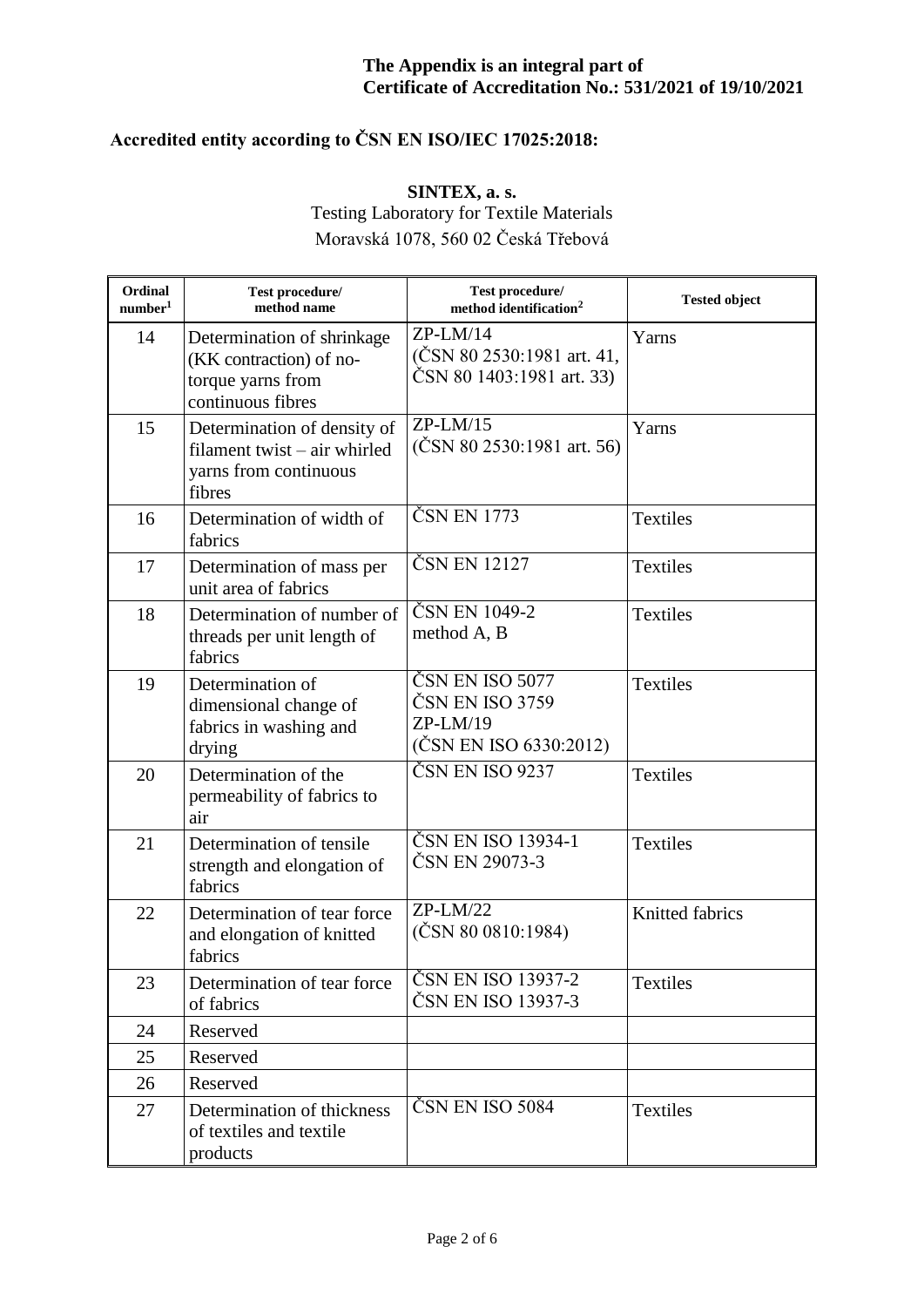**The Appendix is an integral part of Certificate of Accreditation No.: 531/2021 of 19/10/2021**

**Accredited entity according to ČSN EN ISO/IEC 17025:2018:**

**SINTEX, a. s.**
Testing Laboratory for Textile Materials
Moravská 1078, 560 02 Česká Třebová

| Ordinal number[1] | Test procedure/ method name | Test procedure/ method identification[2] | Tested object |
|---|---|---|---|
| 14 | Determination of shrinkage (KK contraction) of no-torque yarns from continuous fibres | ZP-LM/14 (ČSN 80 2530:1981 art. 41, ČSN 80 1403:1981 art. 33) | Yarns |
| 15 | Determination of density of filament twist – air whirled yarns from continuous fibres | ZP-LM/15 (ČSN 80 2530:1981 art. 56) | Yarns |
| 16 | Determination of width of fabrics | ČSN EN 1773 | Textiles |
| 17 | Determination of mass per unit area of fabrics | ČSN EN 12127 | Textiles |
| 18 | Determination of number of threads per unit length of fabrics | ČSN EN 1049-2 method A, B | Textiles |
| 19 | Determination of dimensional change of fabrics in washing and drying | ČSN EN ISO 5077<br>ČSN EN ISO 3759<br>ZP-LM/19<br>(ČSN EN ISO 6330:2012) | Textiles |
| 20 | Determination of the permeability of fabrics to air | ČSN EN ISO 9237 | Textiles |
| 21 | Determination of tensile strength and elongation of fabrics | ČSN EN ISO 13934-1<br>ČSN EN 29073-3 | Textiles |
| 22 | Determination of tear force and elongation of knitted fabrics | ZP-LM/22 (ČSN 80 0810:1984) | Knitted fabrics |
| 23 | Determination of tear force of fabrics | ČSN EN ISO 13937-2<br>ČSN EN ISO 13937-3 | Textiles |
| 24 | Reserved | | |
| 25 | Reserved | | |
| 26 | Reserved | | |
| 27 | Determination of thickness of textiles and textile products | ČSN EN ISO 5084 | Textiles |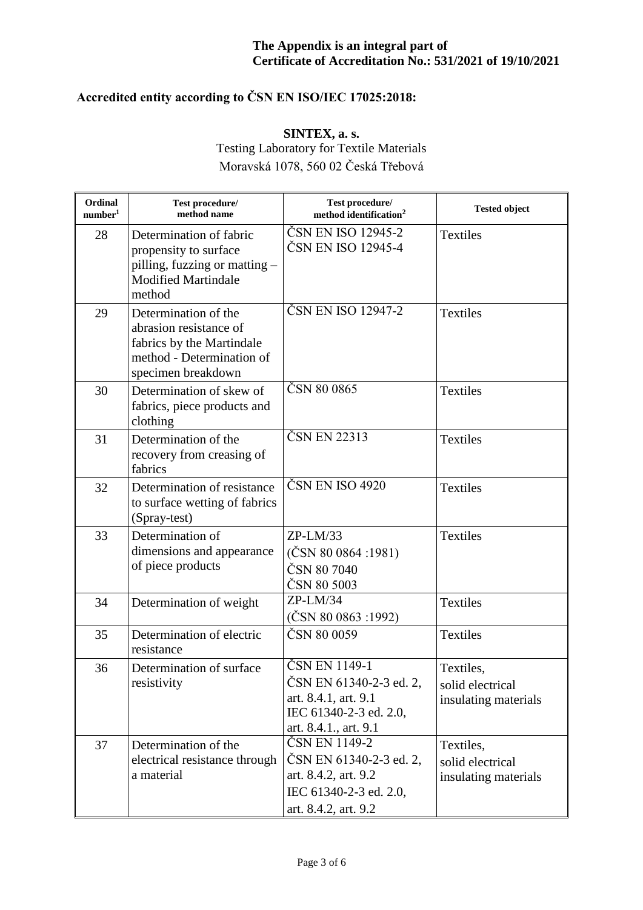**The Appendix is an integral part of Certificate of Accreditation No.: 531/2021 of 19/10/2021**

**Accredited entity according to ČSN EN ISO/IEC 17025:2018:**

**SINTEX, a. s.**
Testing Laboratory for Textile Materials
Moravská 1078, 560 02 Česká Třebová

| Ordinal number[1] | Test procedure/ method name | Test procedure/ method identification[2] | Tested object |
|---|---|---|---|
| 28 | Determination of fabric propensity to surface pilling, fuzzing or matting – Modified Martindale method | ČSN EN ISO 12945-2<br>ČSN EN ISO 12945-4 | Textiles |
| 29 | Determination of the abrasion resistance of fabrics by the Martindale method - Determination of specimen breakdown | ČSN EN ISO 12947-2 | Textiles |
| 30 | Determination of skew of fabrics, piece products and clothing | ČSN 80 0865 | Textiles |
| 31 | Determination of the recovery from creasing of fabrics | ČSN EN 22313 | Textiles |
| 32 | Determination of resistance to surface wetting of fabrics (Spray-test) | ČSN EN ISO 4920 | Textiles |
| 33 | Determination of dimensions and appearance of piece products | ZP-LM/33<br>(ČSN 80 0864 :1981)<br>ČSN 80 7040<br>ČSN 80 5003 | Textiles |
| 34 | Determination of weight | ZP-LM/34<br>(ČSN 80 0863 :1992) | Textiles |
| 35 | Determination of electric resistance | ČSN 80 0059 | Textiles |
| 36 | Determination of surface resistivity | ČSN EN 1149-1<br>ČSN EN 61340-2-3 ed. 2, art. 8.4.1, art. 9.1<br>IEC 61340-2-3 ed. 2.0, art. 8.4.1., art. 9.1 | Textiles, solid electrical insulating materials |
| 37 | Determination of the electrical resistance through a material | ČSN EN 1149-2<br>ČSN EN 61340-2-3 ed. 2, art. 8.4.2, art. 9.2<br>IEC 61340-2-3 ed. 2.0, art. 8.4.2, art. 9.2 | Textiles, solid electrical insulating materials |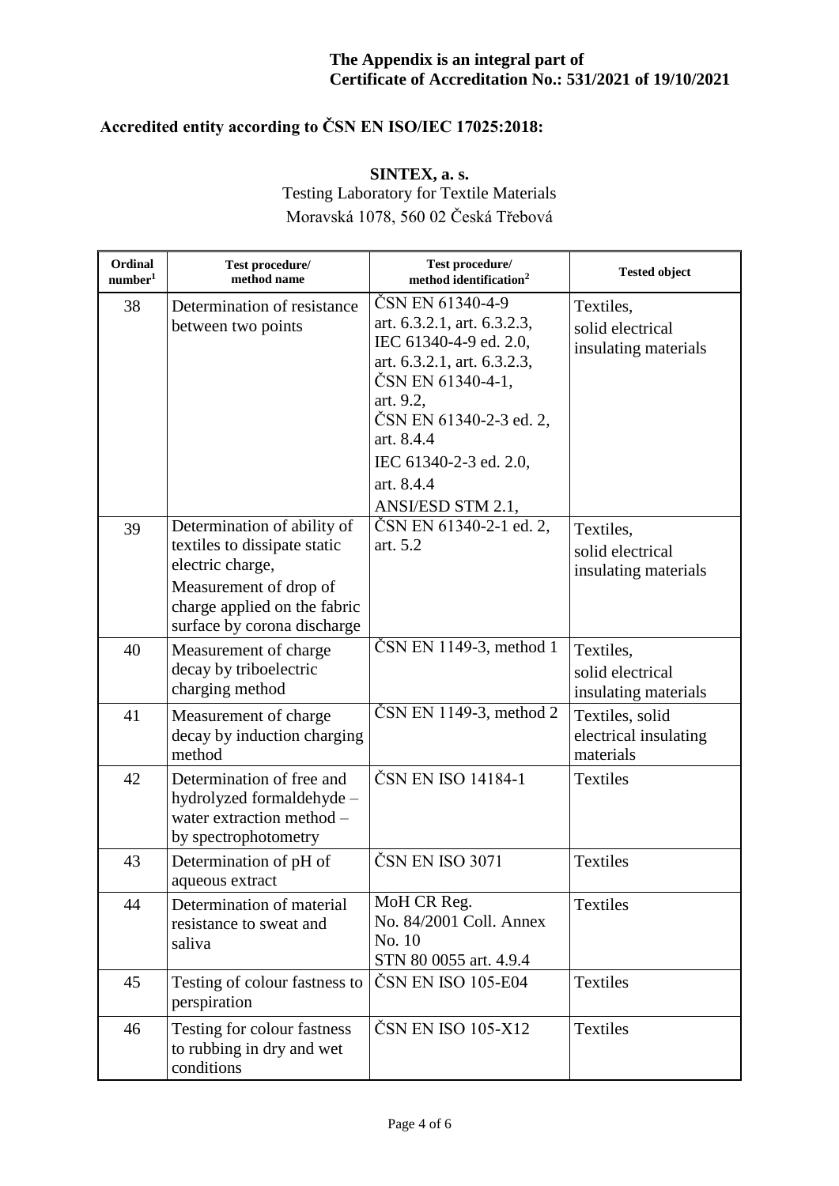**The Appendix is an integral part of Certificate of Accreditation No.: 531/2021 of 19/10/2021**

**Accredited entity according to ČSN EN ISO/IEC 17025:2018:**

**SINTEX, a. s.**
Testing Laboratory for Textile Materials
Moravská 1078, 560 02 Česká Třebová

| Ordinal number[1] | Test procedure/ method name | Test procedure/ method identification[2] | Tested object |
|---|---|---|---|
| 38 | Determination of resistance between two points | ČSN EN 61340-4-9 art. 6.3.2.1, art. 6.3.2.3, IEC 61340-4-9 ed. 2.0, art. 6.3.2.1, art. 6.3.2.3, ČSN EN 61340-4-1, art. 9.2, ČSN EN 61340-2-3 ed. 2, art. 8.4.4 IEC 61340-2-3 ed. 2.0, art. 8.4.4 ANSI/ESD STM 2.1, | Textiles, solid electrical insulating materials |
| 39 | Determination of ability of textiles to dissipate static electric charge, Measurement of drop of charge applied on the fabric surface by corona discharge | ČSN EN 61340-2-1 ed. 2, art. 5.2 | Textiles, solid electrical insulating materials |
| 40 | Measurement of charge decay by triboelectric charging method | ČSN EN 1149-3, method 1 | Textiles, solid electrical insulating materials |
| 41 | Measurement of charge decay by induction charging method | ČSN EN 1149-3, method 2 | Textiles, solid electrical insulating materials |
| 42 | Determination of free and hydrolyzed formaldehyde – water extraction method – by spectrophotometry | ČSN EN ISO 14184-1 | Textiles |
| 43 | Determination of pH of aqueous extract | ČSN EN ISO 3071 | Textiles |
| 44 | Determination of material resistance to sweat and saliva | MoH CR Reg. No. 84/2001 Coll. Annex No. 10 STN 80 0055 art. 4.9.4 | Textiles |
| 45 | Testing of colour fastness to perspiration | ČSN EN ISO 105-E04 | Textiles |
| 46 | Testing for colour fastness to rubbing in dry and wet conditions | ČSN EN ISO 105-X12 | Textiles |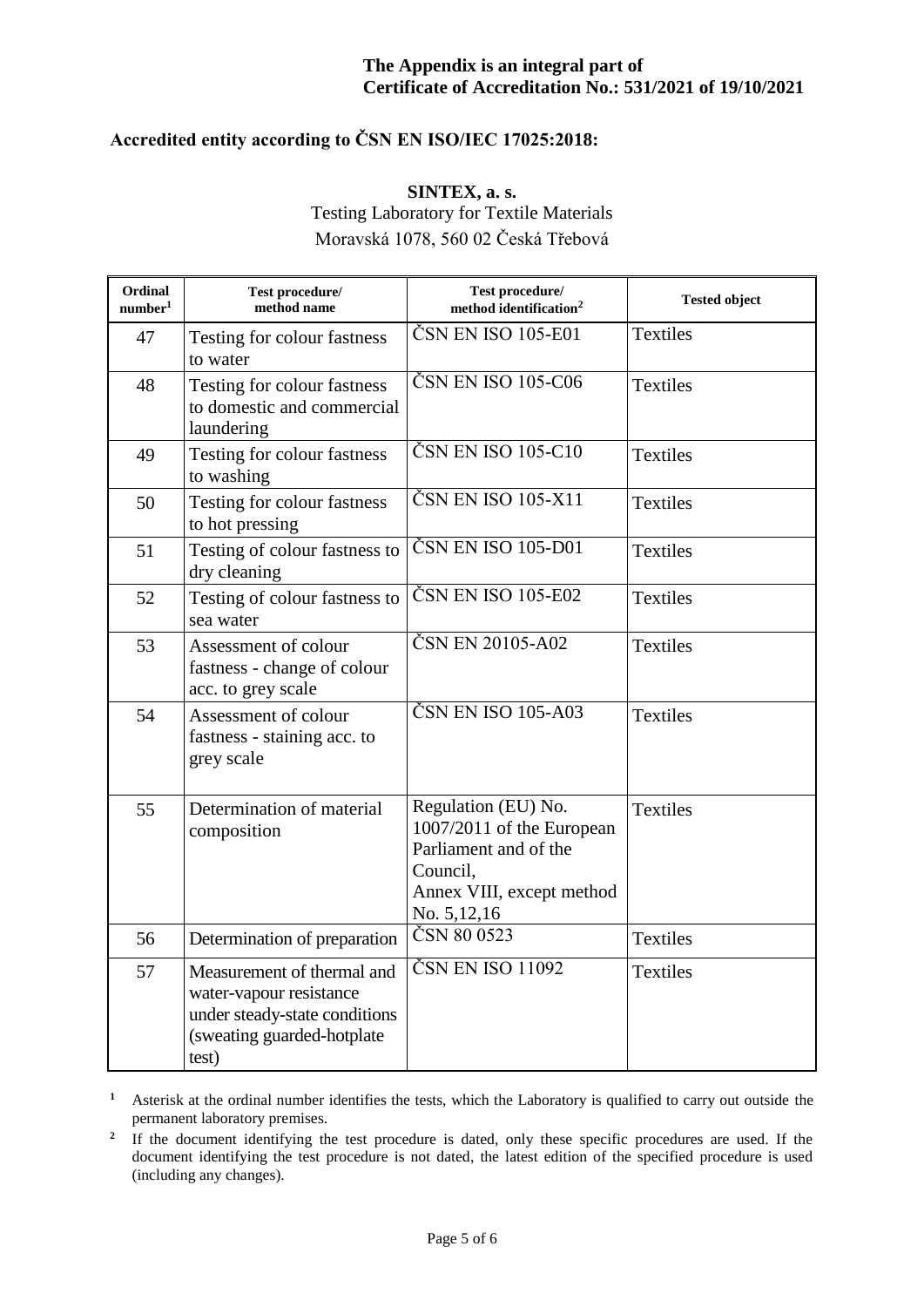**The Appendix is an integral part of Certificate of Accreditation No.: 531/2021 of 19/10/2021**

**Accredited entity according to ČSN EN ISO/IEC 17025:2018:**

**SINTEX, a. s.**
Testing Laboratory for Textile Materials
Moravská 1078, 560 02 Česká Třebová

| Ordinal number[1] | Test procedure/ method name | Test procedure/ method identification[2] | Tested object |
|---|---|---|---|
| 47 | Testing for colour fastness to water | ČSN EN ISO 105-E01 | Textiles |
| 48 | Testing for colour fastness to domestic and commercial laundering | ČSN EN ISO 105-C06 | Textiles |
| 49 | Testing for colour fastness to washing | ČSN EN ISO 105-C10 | Textiles |
| 50 | Testing for colour fastness to hot pressing | ČSN EN ISO 105-X11 | Textiles |
| 51 | Testing of colour fastness to dry cleaning | ČSN EN ISO 105-D01 | Textiles |
| 52 | Testing of colour fastness to sea water | ČSN EN ISO 105-E02 | Textiles |
| 53 | Assessment of colour fastness - change of colour acc. to grey scale | ČSN EN 20105-A02 | Textiles |
| 54 | Assessment of colour fastness - staining acc. to grey scale | ČSN EN ISO 105-A03 | Textiles |
| 55 | Determination of material composition | Regulation (EU) No. 1007/2011 of the European Parliament and of the Council, Annex VIII, except method No. 5,12,16 | Textiles |
| 56 | Determination of preparation | ČSN 80 0523 | Textiles |
| 57 | Measurement of thermal and water-vapour resistance under steady-state conditions (sweating guarded-hotplate test) | ČSN EN ISO 11092 | Textiles |

[1] Asterisk at the ordinal number identifies the tests, which the Laboratory is qualified to carry out outside the permanent laboratory premises.

[2] If the document identifying the test procedure is dated, only these specific procedures are used. If the document identifying the test procedure is not dated, the latest edition of the specified procedure is used (including any changes).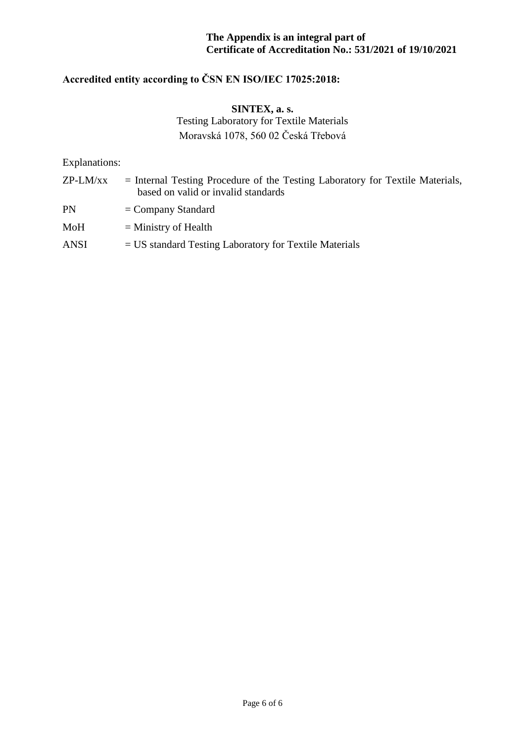**The Appendix is an integral part of Certificate of Accreditation No.: 531/2021 of 19/10/2021**

**Accredited entity according to ČSN EN ISO/IEC 17025:2018:**

**SINTEX, a. s.**
Testing Laboratory for Textile Materials
Moravská 1078, 560 02 Česká Třebová

Explanations:

| | |
|---|---|
| ZP-LM/xx | = Internal Testing Procedure of the Testing Laboratory for Textile Materials, based on valid or invalid standards |
| PN | = Company Standard |
| MoH | = Ministry of Health |
| ANSI | = US standard Testing Laboratory for Textile Materials |